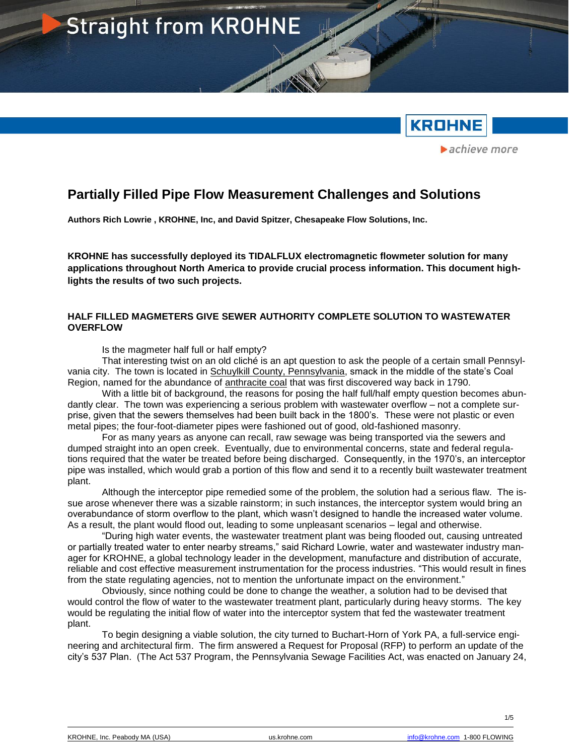# Partially Filled Pipe Flow Measurement Challenges and Solutions

**Authors Rich Lowrie , KROHNE, Inc, and David Spitzer, Chesapeake Flow Solutions, Inc.**

**KROHNE has successfully deployed its TIDALFLUX electromagnetic flowmeter solution for many applications throughout North America to provide crucial process information. This document highlights the results of two such projects.**

## HALF FILLED MAGMETERS GIVE SEWER AUTHORITY COMPLETE SOLUTION TO WASTEWATER OVERFLOW

Is the magmeter half full or half empty?

That interesting twist on an old cliché is an apt question to ask the people of a certain small Pennsylvania city. The town is located in Schuylkill County, Pennsylvania, smack in the middle of the state's Coal Region, named for the abundance of anthracite coal that was first discovered way back in 1790.

With a little bit of background, the reasons for posing the half full/half empty question becomes abundantly clear. The town was experiencing a serious problem with wastewater overflow – not a complete surprise, given that the sewers themselves had been built back in the 1800's. These were not plastic or even metal pipes; the four-foot-diameter pipes were fashioned out of good, old-fashioned masonry.

For as many years as anyone can recall, raw sewage was being transported via the sewers and dumped straight into an open creek. Eventually, due to environmental concerns, state and federal regulations required that the water be treated before being discharged. Consequently, in the 1970's, an interceptor pipe was installed, which would grab a portion of this flow and send it to a recently built wastewater treatment plant.

Although the interceptor pipe remedied some of the problem, the solution had a serious flaw. The issue arose whenever there was a sizable rainstorm; in such instances, the interceptor system would bring an overabundance of storm overflow to the plant, which wasn't designed to handle the increased water volume. As a result, the plant would flood out, leading to some unpleasant scenarios – legal and otherwise.

"During high water events, the wastewater treatment plant was being flooded out, causing untreated or partially treated water to enter nearby streams," said Richard Lowrie, water and wastewater industry manager for KROHNE, a global technology leader in the development, manufacture and distribution of accurate, reliable and cost effective measurement instrumentation for the process industries. "This would result in fines from the state regulating agencies, not to mention the unfortunate impact on the environment."

Obviously, since nothing could be done to change the weather, a solution had to be devised that would control the flow of water to the wastewater treatment plant, particularly during heavy storms. The key would be regulating the initial flow of water into the interceptor system that fed the wastewater treatment plant.

To begin designing a viable solution, the city turned to Buchart-Horn of York PA, a full-service engineering and architectural firm. The firm answered a Request for Proposal (RFP) to perform an update of the city's 537 Plan. (The Act 537 Program, the Pennsylvania Sewage Facilities Act, was enacted on January 24,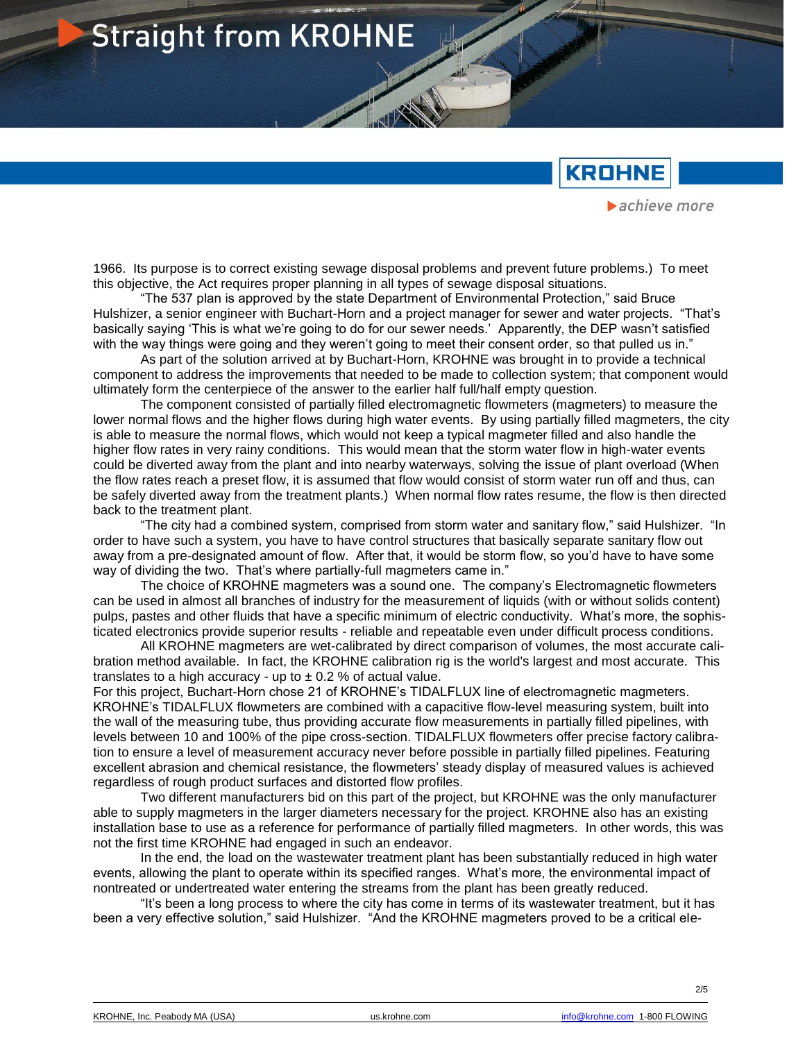1966. Its purpose is to correct existing sewage disposal problems and prevent future problems.) To meet this objective, the Act requires proper planning in all types of sewage disposal situations.

"The 537 plan is approved by the state Department of Environmental Protection," said Bruce Hulshizer, a senior engineer with Buchart-Horn and a project manager for sewer and water projects. "That's basically saying 'This is what we're going to do for our sewer needs.' Apparently, the DEP wasn't satisfied with the way things were going and they weren't going to meet their consent order, so that pulled us in."

As part of the solution arrived at by Buchart-Horn, KROHNE was brought in to provide a technical component to address the improvements that needed to be made to collection system; that component would ultimately form the centerpiece of the answer to the earlier half full/half empty question.

The component consisted of partially filled electromagnetic flowmeters (magmeters) to measure the lower normal flows and the higher flows during high water events. By using partially filled magmeters, the city is able to measure the normal flows, which would not keep a typical magmeter filled and also handle the higher flow rates in very rainy conditions. This would mean that the storm water flow in high-water events could be diverted away from the plant and into nearby waterways, solving the issue of plant overload (When the flow rates reach a preset flow, it is assumed that flow would consist of storm water run off and thus, can be safely diverted away from the treatment plants.) When normal flow rates resume, the flow is then directed back to the treatment plant.

"The city had a combined system, comprised from storm water and sanitary flow," said Hulshizer. "In order to have such a system, you have to have control structures that basically separate sanitary flow out away from a pre-designated amount of flow. After that, it would be storm flow, so you'd have to have some way of dividing the two. That's where partially-full magmeters came in."

The choice of KROHNE magmeters was a sound one. The company's Electromagnetic flowmeters can be used in almost all branches of industry for the measurement of liquids (with or without solids content) pulps, pastes and other fluids that have a specific minimum of electric conductivity. What's more, the sophisticated electronics provide superior results - reliable and repeatable even under difficult process conditions.

All KROHNE magmeters are wet-calibrated by direct comparison of volumes, the most accurate calibration method available. In fact, the KROHNE calibration rig is the world's largest and most accurate. This translates to a high accuracy - up to ± 0.2 % of actual value.

For this project, Buchart-Horn chose 21 of KROHNE's TIDALFLUX line of electromagnetic magmeters. KROHNE's TIDALFLUX flowmeters are combined with a capacitive flow-level measuring system, built into the wall of the measuring tube, thus providing accurate flow measurements in partially filled pipelines, with levels between 10 and 100% of the pipe cross-section. TIDALFLUX flowmeters offer precise factory calibration to ensure a level of measurement accuracy never before possible in partially filled pipelines. Featuring excellent abrasion and chemical resistance, the flowmeters' steady display of measured values is achieved regardless of rough product surfaces and distorted flow profiles.

Two different manufacturers bid on this part of the project, but KROHNE was the only manufacturer able to supply magmeters in the larger diameters necessary for the project. KROHNE also has an existing installation base to use as a reference for performance of partially filled magmeters. In other words, this was not the first time KROHNE had engaged in such an endeavor.

In the end, the load on the wastewater treatment plant has been substantially reduced in high water events, allowing the plant to operate within its specified ranges. What's more, the environmental impact of nontreated or undertreated water entering the streams from the plant has been greatly reduced.

"It's been a long process to where the city has come in terms of its wastewater treatment, but it has been a very effective solution," said Hulshizer. "And the KROHNE magmeters proved to be a critical ele-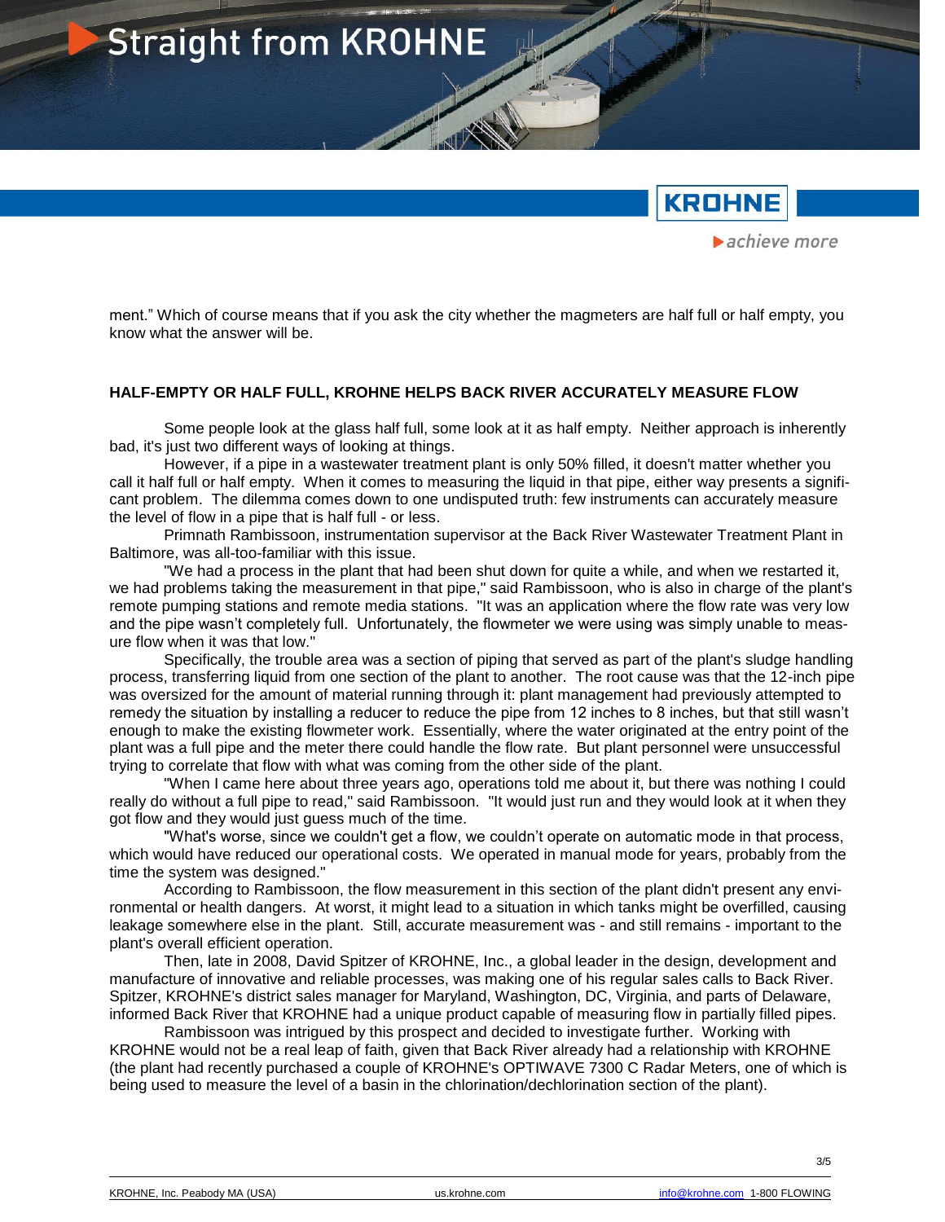ment." Which of course means that if you ask the city whether the magmeters are half full or half empty, you know what the answer will be.

## HALF-EMPTY OR HALF FULL, KROHNE HELPS BACK RIVER ACCURATELY MEASURE FLOW

Some people look at the glass half full, some look at it as half empty. Neither approach is inherently bad, it's just two different ways of looking at things.

However, if a pipe in a wastewater treatment plant is only 50% filled, it doesn't matter whether you call it half full or half empty. When it comes to measuring the liquid in that pipe, either way presents a significant problem. The dilemma comes down to one undisputed truth: few instruments can accurately measure the level of flow in a pipe that is half full - or less.

Primnath Rambissoon, instrumentation supervisor at the Back River Wastewater Treatment Plant in Baltimore, was all-too-familiar with this issue.

"We had a process in the plant that had been shut down for quite a while, and when we restarted it, we had problems taking the measurement in that pipe," said Rambissoon, who is also in charge of the plant's remote pumping stations and remote media stations. "It was an application where the flow rate was very low and the pipe wasn't completely full. Unfortunately, the flowmeter we were using was simply unable to measure flow when it was that low."

Specifically, the trouble area was a section of piping that served as part of the plant's sludge handling process, transferring liquid from one section of the plant to another. The root cause was that the 12-inch pipe was oversized for the amount of material running through it: plant management had previously attempted to remedy the situation by installing a reducer to reduce the pipe from 12 inches to 8 inches, but that still wasn't enough to make the existing flowmeter work. Essentially, where the water originated at the entry point of the plant was a full pipe and the meter there could handle the flow rate. But plant personnel were unsuccessful trying to correlate that flow with what was coming from the other side of the plant.

"When I came here about three years ago, operations told me about it, but there was nothing I could really do without a full pipe to read," said Rambissoon. "It would just run and they would look at it when they got flow and they would just guess much of the time.

"What's worse, since we couldn't get a flow, we couldn't operate on automatic mode in that process, which would have reduced our operational costs. We operated in manual mode for years, probably from the time the system was designed."

According to Rambissoon, the flow measurement in this section of the plant didn't present any environmental or health dangers. At worst, it might lead to a situation in which tanks might be overfilled, causing leakage somewhere else in the plant. Still, accurate measurement was - and still remains - important to the plant's overall efficient operation.

Then, late in 2008, David Spitzer of KROHNE, Inc., a global leader in the design, development and manufacture of innovative and reliable processes, was making one of his regular sales calls to Back River. Spitzer, KROHNE's district sales manager for Maryland, Washington, DC, Virginia, and parts of Delaware, informed Back River that KROHNE had a unique product capable of measuring flow in partially filled pipes.

Rambissoon was intrigued by this prospect and decided to investigate further. Working with KROHNE would not be a real leap of faith, given that Back River already had a relationship with KROHNE (the plant had recently purchased a couple of KROHNE's OPTIWAVE 7300 C Radar Meters, one of which is being used to measure the level of a basin in the chlorination/dechlorination section of the plant).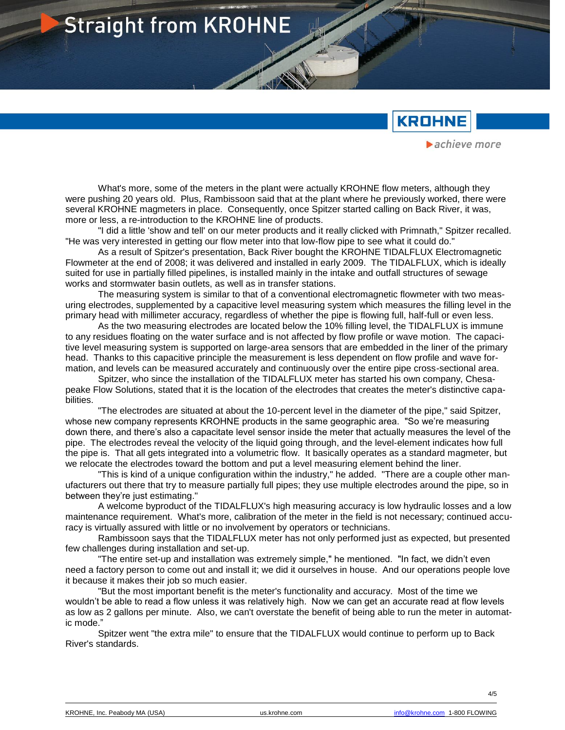What's more, some of the meters in the plant were actually KROHNE flow meters, although they were pushing 20 years old. Plus, Rambissoon said that at the plant where he previously worked, there were several KROHNE magmeters in place. Consequently, once Spitzer started calling on Back River, it was, more or less, a re-introduction to the KROHNE line of products.

"I did a little 'show and tell' on our meter products and it really clicked with Primnath," Spitzer recalled. "He was very interested in getting our flow meter into that low-flow pipe to see what it could do."

As a result of Spitzer's presentation, Back River bought the KROHNE TIDALFLUX Electromagnetic Flowmeter at the end of 2008; it was delivered and installed in early 2009. The TIDALFLUX, which is ideally suited for use in partially filled pipelines, is installed mainly in the intake and outfall structures of sewage works and stormwater basin outlets, as well as in transfer stations.

The measuring system is similar to that of a conventional electromagnetic flowmeter with two measuring electrodes, supplemented by a capacitive level measuring system which measures the filling level in the primary head with millimeter accuracy, regardless of whether the pipe is flowing full, half-full or even less.

As the two measuring electrodes are located below the 10% filling level, the TIDALFLUX is immune to any residues floating on the water surface and is not affected by flow profile or wave motion. The capacitive level measuring system is supported on large-area sensors that are embedded in the liner of the primary head. Thanks to this capacitive principle the measurement is less dependent on flow profile and wave formation, and levels can be measured accurately and continuously over the entire pipe cross-sectional area.

Spitzer, who since the installation of the TIDALFLUX meter has started his own company, Chesapeake Flow Solutions, stated that it is the location of the electrodes that creates the meter's distinctive capabilities.

"The electrodes are situated at about the 10-percent level in the diameter of the pipe," said Spitzer, whose new company represents KROHNE products in the same geographic area. "So we're measuring down there, and there's also a capacitate level sensor inside the meter that actually measures the level of the pipe. The electrodes reveal the velocity of the liquid going through, and the level-element indicates how full the pipe is. That all gets integrated into a volumetric flow. It basically operates as a standard magmeter, but we relocate the electrodes toward the bottom and put a level measuring element behind the liner.

"This is kind of a unique configuration within the industry," he added. "There are a couple other manufacturers out there that try to measure partially full pipes; they use multiple electrodes around the pipe, so in between they're just estimating."

A welcome byproduct of the TIDALFLUX's high measuring accuracy is low hydraulic losses and a low maintenance requirement. What's more, calibration of the meter in the field is not necessary; continued accuracy is virtually assured with little or no involvement by operators or technicians.

Rambissoon says that the TIDALFLUX meter has not only performed just as expected, but presented few challenges during installation and set-up.

"The entire set-up and installation was extremely simple," he mentioned. "In fact, we didn't even need a factory person to come out and install it; we did it ourselves in house. And our operations people love it because it makes their job so much easier.

"But the most important benefit is the meter's functionality and accuracy. Most of the time we wouldn't be able to read a flow unless it was relatively high. Now we can get an accurate read at flow levels as low as 2 gallons per minute. Also, we can't overstate the benefit of being able to run the meter in automatic mode."

Spitzer went "the extra mile" to ensure that the TIDALFLUX would continue to perform up to Back River's standards.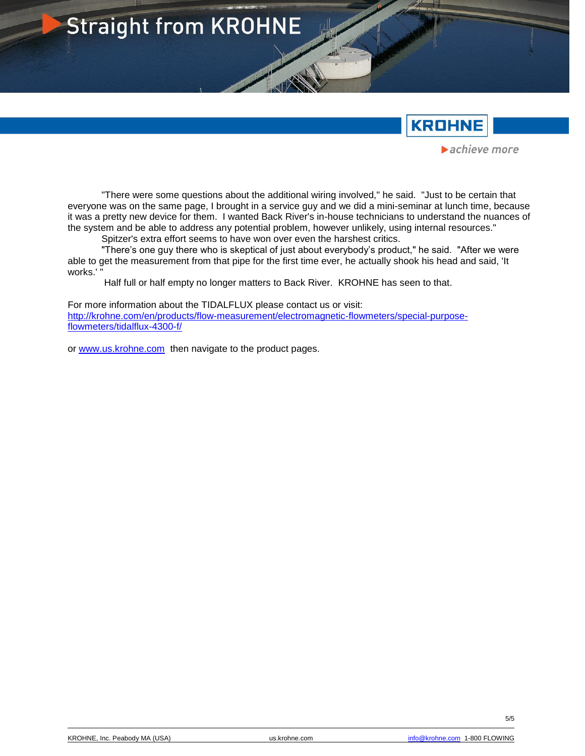"There were some questions about the additional wiring involved," he said. "Just to be certain that everyone was on the same page, I brought in a service guy and we did a mini-seminar at lunch time, because it was a pretty new device for them. I wanted Back River's in-house technicians to understand the nuances of the system and be able to address any potential problem, however unlikely, using internal resources."

Spitzer's extra effort seems to have won over even the harshest critics.

"There's one guy there who is skeptical of just about everybody's product," he said. "After we were able to get the measurement from that pipe for the first time ever, he actually shook his head and said, 'It works.' "

Half full or half empty no longer matters to Back River. KROHNE has seen to that.

For more information about the TIDALFLUX please contact us or visit:
[http://krohne.com/en/products/flow-measurement/electromagnetic-flowmeters/special-purpose-flowmeters/tidalflux-4300-f/](http://krohne.com/en/products/flow-measurement/electromagnetic-flowmeters/special-purpose-flowmeters/tidalflux-4300-f/)

or [www.us.krohne.com](http://www.us.krohne.com) then navigate to the product pages.